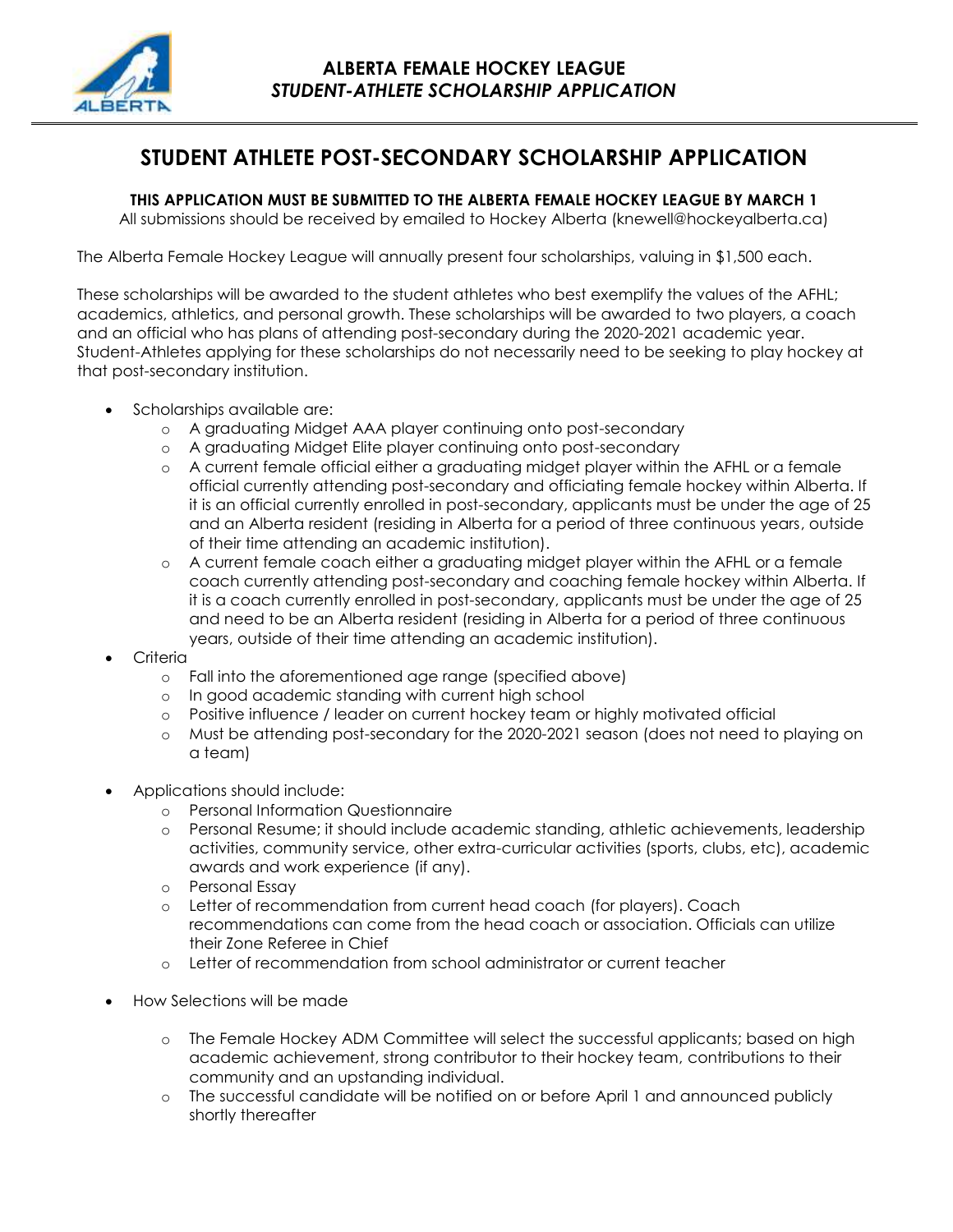# ALBERTA FEMALE HOCKEY LEAGUE
## *STUDENT-ATHLETE SCHOLARSHIP APPLICATION*

## STUDENT ATHLETE POST-SECONDARY SCHOLARSHIP APPLICATION

**THIS APPLICATION MUST BE SUBMITTED TO THE ALBERTA FEMALE HOCKEY LEAGUE BY MARCH 1**

All submissions should be received by emailed to Hockey Alberta (knewell@hockeyalberta.ca)

The Alberta Female Hockey League will annually present four scholarships, valuing in $1,500 each.

These scholarships will be awarded to the student athletes who best exemplify the values of the AFHL; academics, athletics, and personal growth. These scholarships will be awarded to two players, a coach and an official who has plans of attending post-secondary during the 2020-2021 academic year. Student-Athletes applying for these scholarships do not necessarily need to be seeking to play hockey at that post-secondary institution.

- Scholarships available are:
  - A graduating Midget AAA player continuing onto post-secondary
  - A graduating Midget Elite player continuing onto post-secondary
  - A current female official either a graduating midget player within the AFHL or a female official currently attending post-secondary and officiating female hockey within Alberta. If it is an official currently enrolled in post-secondary, applicants must be under the age of 25 and an Alberta resident (residing in Alberta for a period of three continuous years, outside of their time attending an academic institution).
  - A current female coach either a graduating midget player within the AFHL or a female coach currently attending post-secondary and coaching female hockey within Alberta. If it is a coach currently enrolled in post-secondary, applicants must be under the age of 25 and need to be an Alberta resident (residing in Alberta for a period of three continuous years, outside of their time attending an academic institution).
- Criteria
  - Fall into the aforementioned age range (specified above)
  - In good academic standing with current high school
  - Positive influence / leader on current hockey team or highly motivated official
  - Must be attending post-secondary for the 2020-2021 season (does not need to playing on a team)
- Applications should include:
  - Personal Information Questionnaire
  - Personal Resume; it should include academic standing, athletic achievements, leadership activities, community service, other extra-curricular activities (sports, clubs, etc), academic awards and work experience (if any).
  - Personal Essay
  - Letter of recommendation from current head coach (for players). Coach recommendations can come from the head coach or association. Officials can utilize their Zone Referee in Chief
  - Letter of recommendation from school administrator or current teacher
- How Selections will be made
  - The Female Hockey ADM Committee will select the successful applicants; based on high academic achievement, strong contributor to their hockey team, contributions to their community and an upstanding individual.
  - The successful candidate will be notified on or before April 1 and announced publicly shortly thereafter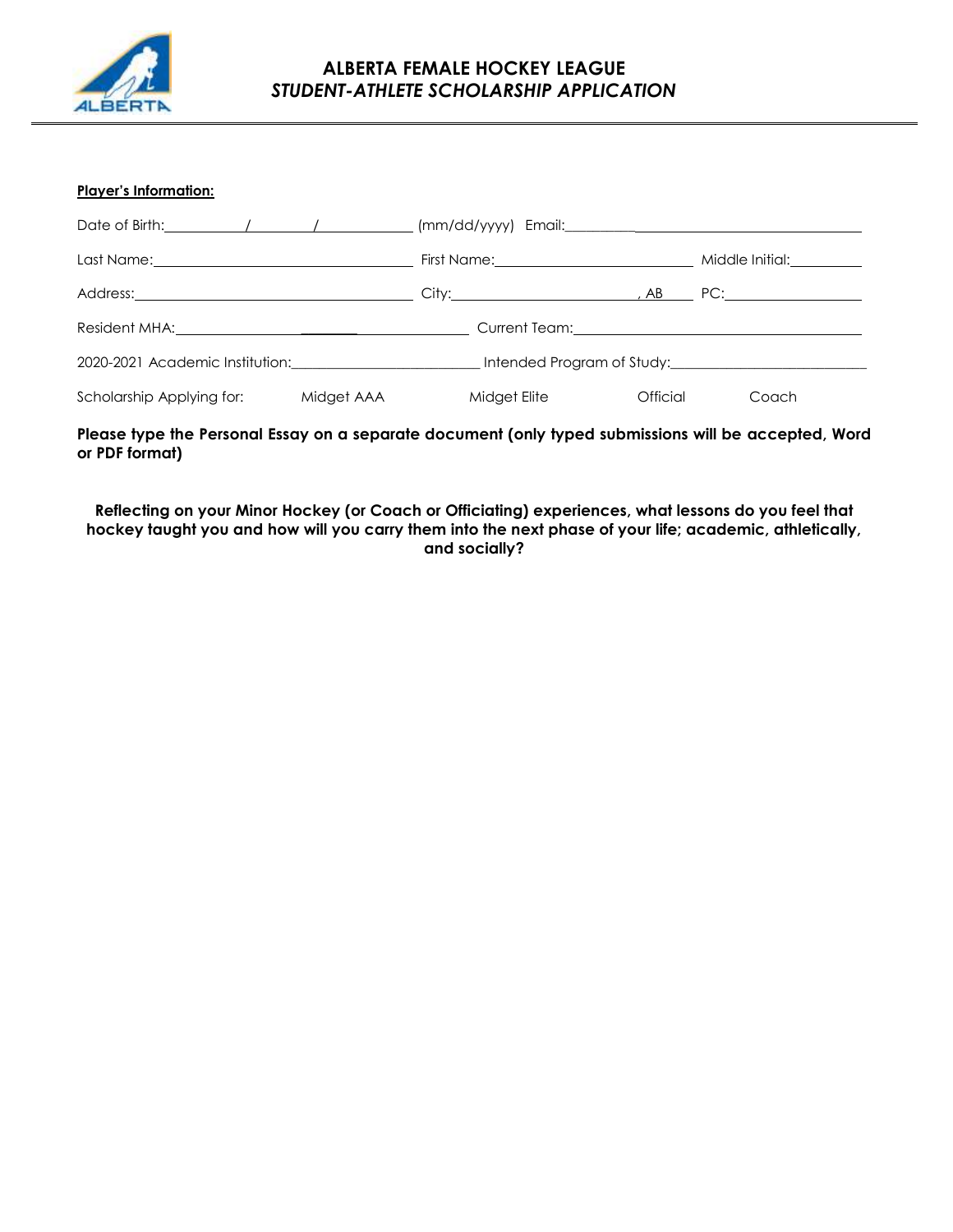# ALBERTA FEMALE HOCKEY LEAGUE
## *STUDENT-ATHLETE SCHOLARSHIP APPLICATION*

**Player's Information:**

Date of Birth: ________ / ________ / ____________ (mm/dd/yyyy) Email: ______________________________

Last Name: ______________________________ First Name: ________________________ Middle Initial: ________

Address: ________________________________ City: ______________________, AB PC: ________________

Resident MHA: ________________________________ Current Team: __________________________________

2020-2021 Academic Institution: ________________________ Intended Program of Study: ________________________

Scholarship Applying for: Midget AAA Midget Elite Official Coach

**Please type the Personal Essay on a separate document (only typed submissions will be accepted, Word or PDF format)**

**Reflecting on your Minor Hockey (or Coach or Officiating) experiences, what lessons do you feel that hockey taught you and how will you carry them into the next phase of your life; academic, athletically, and socially?**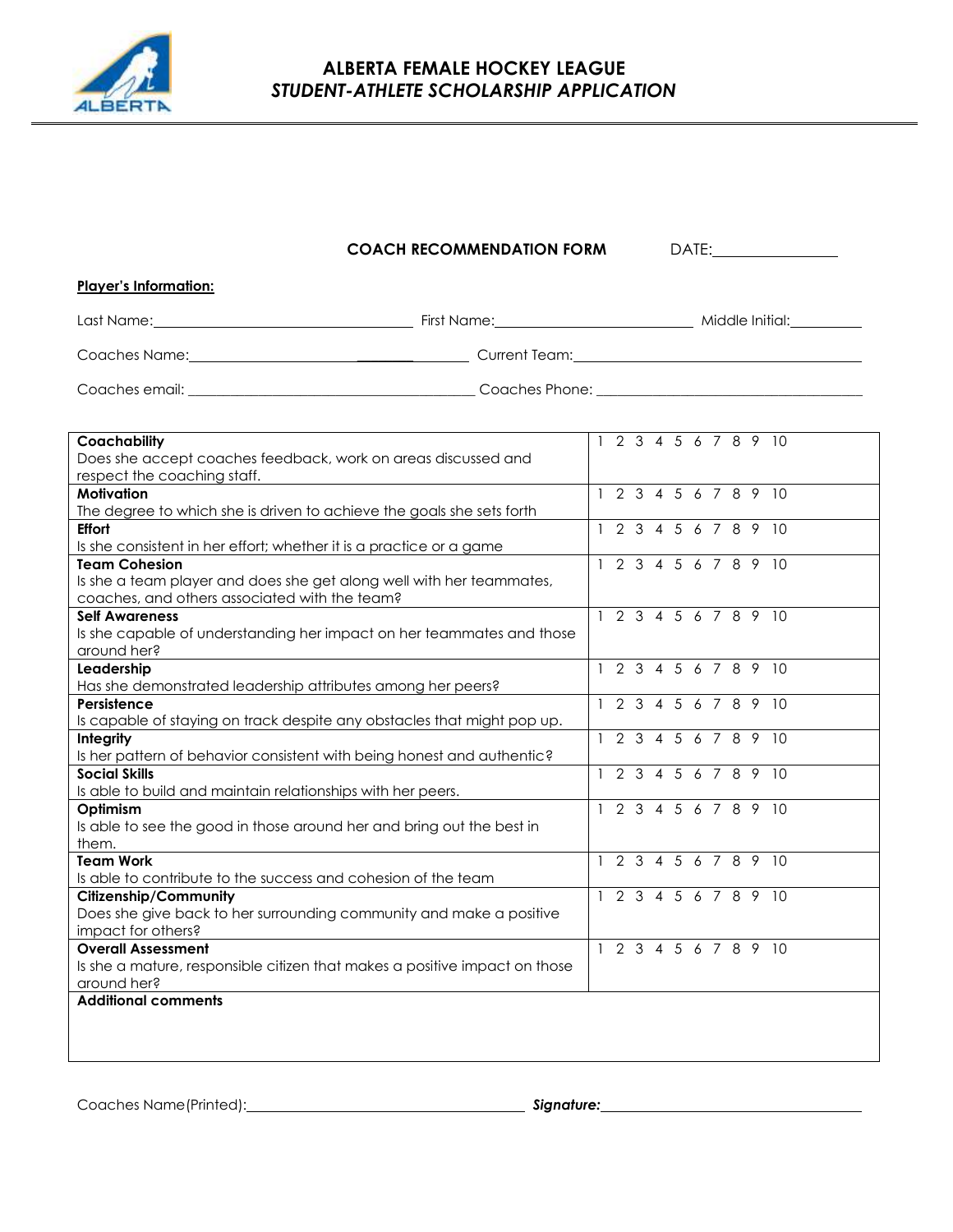# ALBERTA FEMALE HOCKEY LEAGUE
## *STUDENT-ATHLETE SCHOLARSHIP APPLICATION*

**COACH RECOMMENDATION FORM** DATE:________________

**Player's Information:**

Last Name:________________________________ First Name:__________________________ Middle Initial:__________

Coaches Name:______________________________ Current Team:________________________________________

Coaches email: ______________________________________ Coaches Phone: __________________________________

| | |
|---|---|
| **Coachability**<br>Does she accept coaches feedback, work on areas discussed and respect the coaching staff. | 1 2 3 4 5 6 7 8 9 10 |
| **Motivation**<br>The degree to which she is driven to achieve the goals she sets forth | 1 2 3 4 5 6 7 8 9 10 |
| **Effort**<br>Is she consistent in her effort; whether it is a practice or a game | 1 2 3 4 5 6 7 8 9 10 |
| **Team Cohesion**<br>Is she a team player and does she get along well with her teammates, coaches, and others associated with the team? | 1 2 3 4 5 6 7 8 9 10 |
| **Self Awareness**<br>Is she capable of understanding her impact on her teammates and those around her? | 1 2 3 4 5 6 7 8 9 10 |
| **Leadership**<br>Has she demonstrated leadership attributes among her peers? | 1 2 3 4 5 6 7 8 9 10 |
| **Persistence**<br>Is capable of staying on track despite any obstacles that might pop up. | 1 2 3 4 5 6 7 8 9 10 |
| **Integrity**<br>Is her pattern of behavior consistent with being honest and authentic? | 1 2 3 4 5 6 7 8 9 10 |
| **Social Skills**<br>Is able to build and maintain relationships with her peers. | 1 2 3 4 5 6 7 8 9 10 |
| **Optimism**<br>Is able to see the good in those around her and bring out the best in them. | 1 2 3 4 5 6 7 8 9 10 |
| **Team Work**<br>Is able to contribute to the success and cohesion of the team | 1 2 3 4 5 6 7 8 9 10 |
| **Citizenship/Community**<br>Does she give back to her surrounding community and make a positive impact for others? | 1 2 3 4 5 6 7 8 9 10 |
| **Overall Assessment**<br>Is she a mature, responsible citizen that makes a positive impact on those around her? | 1 2 3 4 5 6 7 8 9 10 |
| **Additional comments** | |

Coaches Name(Printed):____________________________________ ***Signature:***__________________________________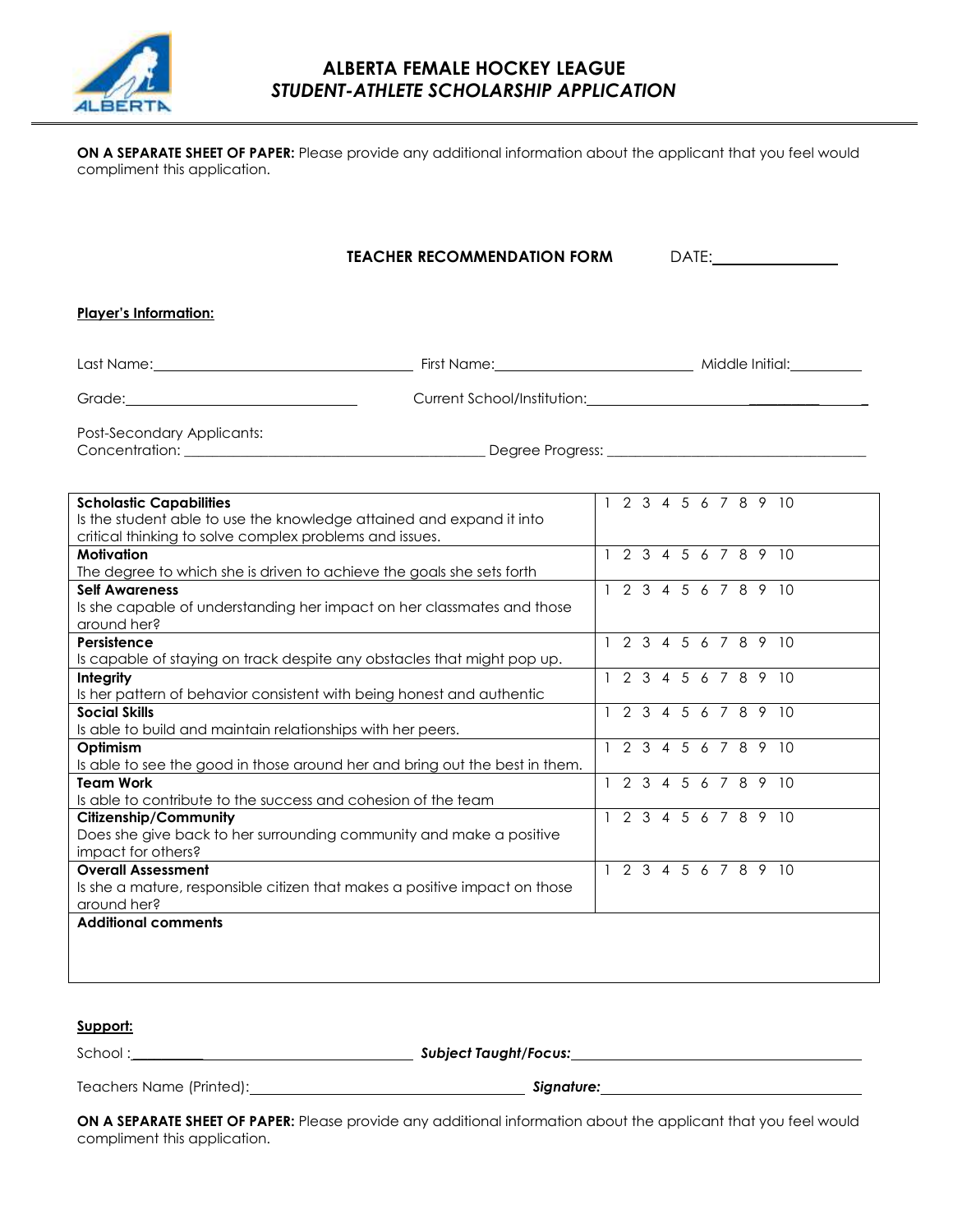# ALBERTA FEMALE HOCKEY LEAGUE
## *STUDENT-ATHLETE SCHOLARSHIP APPLICATION*

**ON A SEPARATE SHEET OF PAPER:** Please provide any additional information about the applicant that you feel would compliment this application.

**TEACHER RECOMMENDATION FORM** DATE:_______________

**Player's Information:**

Last Name:_________________________________ First Name:__________________________ Middle Initial:_________

Grade:______________________________ Current School/Institution:_________________________________

Post-Secondary Applicants:
Concentration: ________________________________________ Degree Progress: ___________________________________

| | |
|---|---|
| **Scholastic Capabilities**<br>Is the student able to use the knowledge attained and expand it into critical thinking to solve complex problems and issues. | 1 2 3 4 5 6 7 8 9 10 |
| **Motivation**<br>The degree to which she is driven to achieve the goals she sets forth | 1 2 3 4 5 6 7 8 9 10 |
| **Self Awareness**<br>Is she capable of understanding her impact on her classmates and those around her? | 1 2 3 4 5 6 7 8 9 10 |
| **Persistence**<br>Is capable of staying on track despite any obstacles that might pop up. | 1 2 3 4 5 6 7 8 9 10 |
| **Integrity**<br>Is her pattern of behavior consistent with being honest and authentic | 1 2 3 4 5 6 7 8 9 10 |
| **Social Skills**<br>Is able to build and maintain relationships with her peers. | 1 2 3 4 5 6 7 8 9 10 |
| **Optimism**<br>Is able to see the good in those around her and bring out the best in them. | 1 2 3 4 5 6 7 8 9 10 |
| **Team Work**<br>Is able to contribute to the success and cohesion of the team | 1 2 3 4 5 6 7 8 9 10 |
| **Citizenship/Community**<br>Does she give back to her surrounding community and make a positive impact for others? | 1 2 3 4 5 6 7 8 9 10 |
| **Overall Assessment**<br>Is she a mature, responsible citizen that makes a positive impact on those around her? | 1 2 3 4 5 6 7 8 9 10 |
| **Additional comments** | |

**Support:**

School :________________________________________ ***Subject Taught/Focus:***________________________________________

Teachers Name (Printed):__________________________________ ***Signature:***__________________________________

**ON A SEPARATE SHEET OF PAPER:** Please provide any additional information about the applicant that you feel would compliment this application.